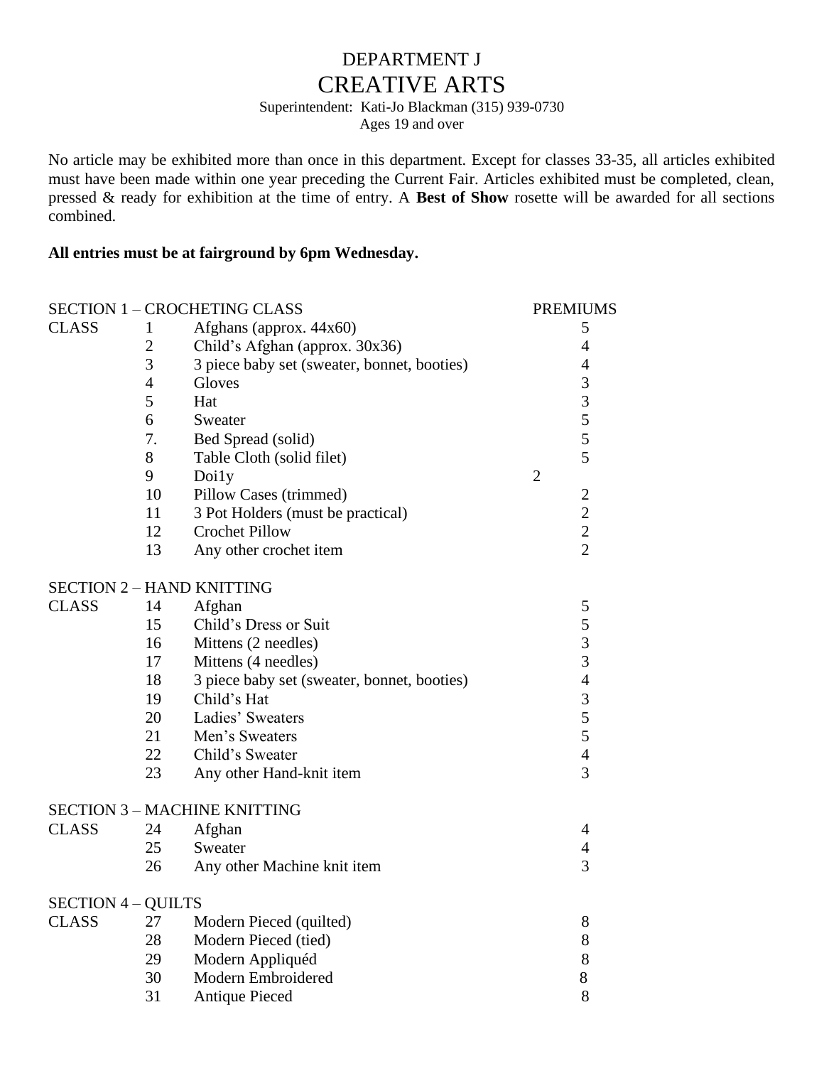# DEPARTMENT J
# CREATIVE ARTS

Superintendent: Kati-Jo Blackman (315) 939-0730
Ages 19 and over

No article may be exhibited more than once in this department. Except for classes 33-35, all articles exhibited must have been made within one year preceding the Current Fair. Articles exhibited must be completed, clean, pressed & ready for exhibition at the time of entry. A **Best of Show** rosette will be awarded for all sections combined.

**All entries must be at fairground by 6pm Wednesday.**

| SECTION 1 – CROCHETING CLASS | | | PREMIUMS |
|---|---|---|---|
| CLASS | 1 | Afghans (approx. 44x60) | 5 |
| | 2 | Child's Afghan (approx. 30x36) | 4 |
| | 3 | 3 piece baby set (sweater, bonnet, booties) | 4 |
| | 4 | Gloves | 3 |
| | 5 | Hat | 3 |
| | 6 | Sweater | 5 |
| | 7. | Bed Spread (solid) | 5 |
| | 8 | Table Cloth (solid filet) | 5 |
| | 9 | Doi1y | 2 |
| | 10 | Pillow Cases (trimmed) | 2 |
| | 11 | 3 Pot Holders (must be practical) | 2 |
| | 12 | Crochet Pillow | 2 |
| | 13 | Any other crochet item | 2 |

| SECTION 2 – HAND KNITTING | | | |
|---|---|---|---|
| CLASS | 14 | Afghan | 5 |
| | 15 | Child's Dress or Suit | 5 |
| | 16 | Mittens (2 needles) | 3 |
| | 17 | Mittens (4 needles) | 3 |
| | 18 | 3 piece baby set (sweater, bonnet, booties) | 4 |
| | 19 | Child's Hat | 3 |
| | 20 | Ladies' Sweaters | 5 |
| | 21 | Men's Sweaters | 5 |
| | 22 | Child's Sweater | 4 |
| | 23 | Any other Hand-knit item | 3 |

| SECTION 3 – MACHINE KNITTING | | | |
|---|---|---|---|
| CLASS | 24 | Afghan | 4 |
| | 25 | Sweater | 4 |
| | 26 | Any other Machine knit item | 3 |

| SECTION 4 – QUILTS | | | |
|---|---|---|---|
| CLASS | 27 | Modern Pieced (quilted) | 8 |
| | 28 | Modern Pieced (tied) | 8 |
| | 29 | Modern Appliquéd | 8 |
| | 30 | Modern Embroidered | 8 |
| | 31 | Antique Pieced | 8 |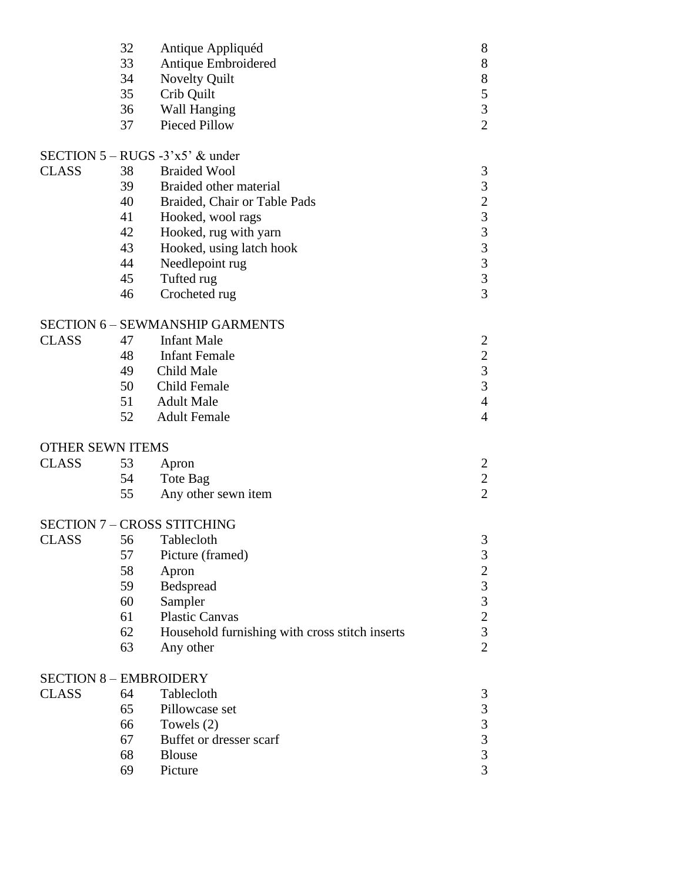| | | | |
|---|---|---|---|
| | 32 | Antique Appliquéd | 8 |
| | 33 | Antique Embroidered | 8 |
| | 34 | Novelty Quilt | 8 |
| | 35 | Crib Quilt | 5 |
| | 36 | Wall Hanging | 3 |
| | 37 | Pieced Pillow | 2 |

SECTION 5 – RUGS -3'x5' & under

| | | | |
|---|---|---|---|
| CLASS | 38 | Braided Wool | 3 |
| | 39 | Braided other material | 3 |
| | 40 | Braided, Chair or Table Pads | 2 |
| | 41 | Hooked, wool rags | 3 |
| | 42 | Hooked, rug with yarn | 3 |
| | 43 | Hooked, using latch hook | 3 |
| | 44 | Needlepoint rug | 3 |
| | 45 | Tufted rug | 3 |
| | 46 | Crocheted rug | 3 |

SECTION 6 – SEWMANSHIP GARMENTS

| | | | |
|---|---|---|---|
| CLASS | 47 | Infant Male | 2 |
| | 48 | Infant Female | 2 |
| | 49 | Child Male | 3 |
| | 50 | Child Female | 3 |
| | 51 | Adult Male | 4 |
| | 52 | Adult Female | 4 |

OTHER SEWN ITEMS

| | | | |
|---|---|---|---|
| CLASS | 53 | Apron | 2 |
| | 54 | Tote Bag | 2 |
| | 55 | Any other sewn item | 2 |

SECTION 7 – CROSS STITCHING

| | | | |
|---|---|---|---|
| CLASS | 56 | Tablecloth | 3 |
| | 57 | Picture (framed) | 3 |
| | 58 | Apron | 2 |
| | 59 | Bedspread | 3 |
| | 60 | Sampler | 3 |
| | 61 | Plastic Canvas | 2 |
| | 62 | Household furnishing with cross stitch inserts | 3 |
| | 63 | Any other | 2 |

SECTION 8 – EMBROIDERY

| | | | |
|---|---|---|---|
| CLASS | 64 | Tablecloth | 3 |
| | 65 | Pillowcase set | 3 |
| | 66 | Towels (2) | 3 |
| | 67 | Buffet or dresser scarf | 3 |
| | 68 | Blouse | 3 |
| | 69 | Picture | 3 |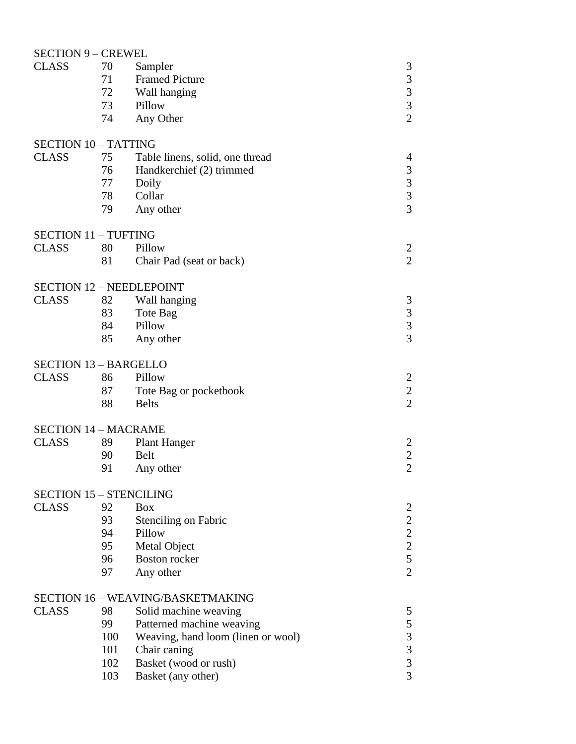SECTION 9 – CREWEL

| CLASS | | | |
|---|---|---|---|
| CLASS | 70 | Sampler | 3 |
| | 71 | Framed Picture | 3 |
| | 72 | Wall hanging | 3 |
| | 73 | Pillow | 3 |
| | 74 | Any Other | 2 |

SECTION 10 – TATTING

| CLASS | | | |
|---|---|---|---|
| CLASS | 75 | Table linens, solid, one thread | 4 |
| | 76 | Handkerchief (2) trimmed | 3 |
| | 77 | Doily | 3 |
| | 78 | Collar | 3 |
| | 79 | Any other | 3 |

SECTION 11 – TUFTING

| CLASS | | | |
|---|---|---|---|
| CLASS | 80 | Pillow | 2 |
| | 81 | Chair Pad (seat or back) | 2 |

SECTION 12 – NEEDLEPOINT

| CLASS | | | |
|---|---|---|---|
| CLASS | 82 | Wall hanging | 3 |
| | 83 | Tote Bag | 3 |
| | 84 | Pillow | 3 |
| | 85 | Any other | 3 |

SECTION 13 – BARGELLO

| CLASS | | | |
|---|---|---|---|
| CLASS | 86 | Pillow | 2 |
| | 87 | Tote Bag or pocketbook | 2 |
| | 88 | Belts | 2 |

SECTION 14 – MACRAME

| CLASS | | | |
|---|---|---|---|
| CLASS | 89 | Plant Hanger | 2 |
| | 90 | Belt | 2 |
| | 91 | Any other | 2 |

SECTION 15 – STENCILING

| CLASS | | | |
|---|---|---|---|
| CLASS | 92 | Box | 2 |
| | 93 | Stenciling on Fabric | 2 |
| | 94 | Pillow | 2 |
| | 95 | Metal Object | 2 |
| | 96 | Boston rocker | 5 |
| | 97 | Any other | 2 |

SECTION 16 – WEAVING/BASKETMAKING

| CLASS | | | |
|---|---|---|---|
| CLASS | 98 | Solid machine weaving | 5 |
| | 99 | Patterned machine weaving | 5 |
| | 100 | Weaving, hand loom (linen or wool) | 3 |
| | 101 | Chair caning | 3 |
| | 102 | Basket (wood or rush) | 3 |
| | 103 | Basket (any other) | 3 |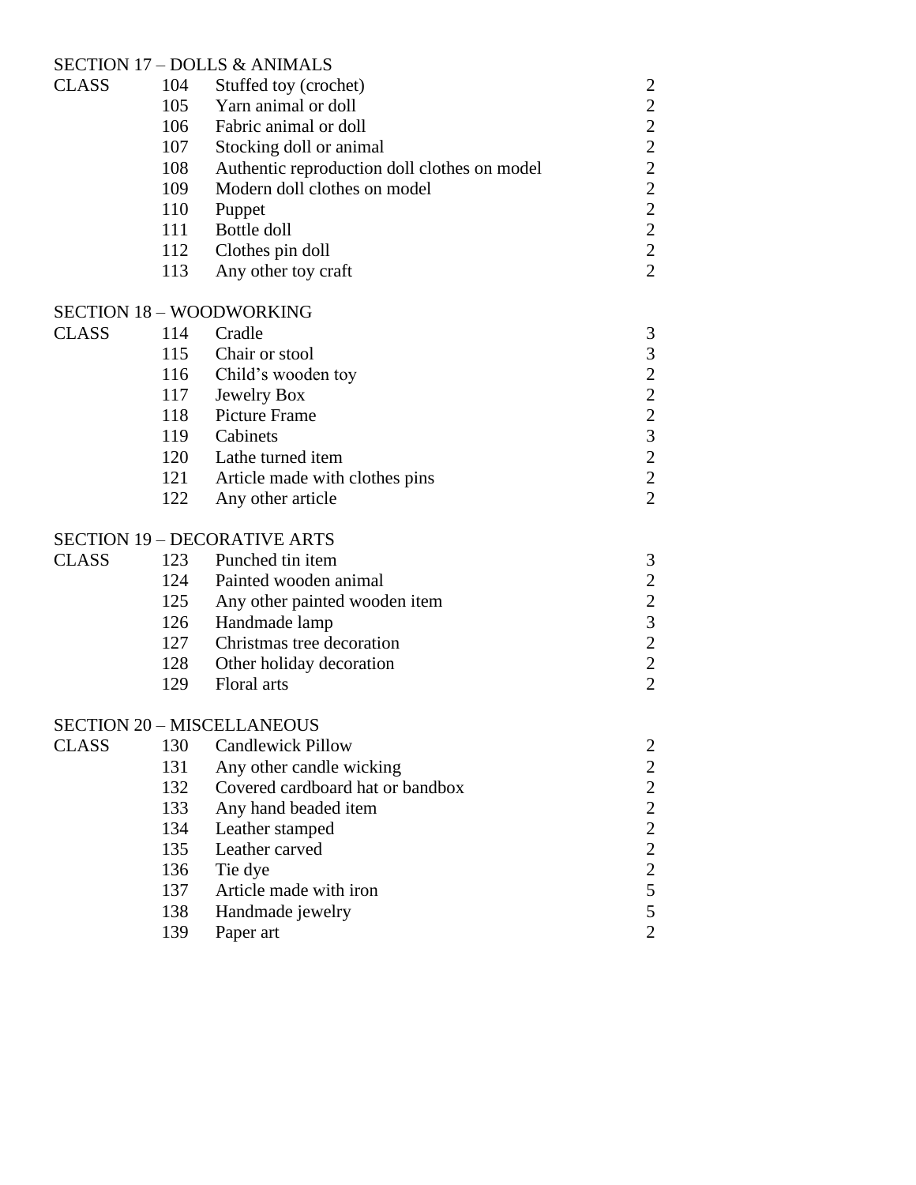SECTION 17 – DOLLS & ANIMALS

| CLASS | | | |
|---|---|---|---|
| | 104 | Stuffed toy (crochet) | 2 |
| | 105 | Yarn animal or doll | 2 |
| | 106 | Fabric animal or doll | 2 |
| | 107 | Stocking doll or animal | 2 |
| | 108 | Authentic reproduction doll clothes on model | 2 |
| | 109 | Modern doll clothes on model | 2 |
| | 110 | Puppet | 2 |
| | 111 | Bottle doll | 2 |
| | 112 | Clothes pin doll | 2 |
| | 113 | Any other toy craft | 2 |

SECTION 18 – WOODWORKING

| CLASS | | | |
|---|---|---|---|
| | 114 | Cradle | 3 |
| | 115 | Chair or stool | 3 |
| | 116 | Child's wooden toy | 2 |
| | 117 | Jewelry Box | 2 |
| | 118 | Picture Frame | 2 |
| | 119 | Cabinets | 3 |
| | 120 | Lathe turned item | 2 |
| | 121 | Article made with clothes pins | 2 |
| | 122 | Any other article | 2 |

SECTION 19 – DECORATIVE ARTS

| CLASS | | | |
|---|---|---|---|
| | 123 | Punched tin item | 3 |
| | 124 | Painted wooden animal | 2 |
| | 125 | Any other painted wooden item | 2 |
| | 126 | Handmade lamp | 3 |
| | 127 | Christmas tree decoration | 2 |
| | 128 | Other holiday decoration | 2 |
| | 129 | Floral arts | 2 |

SECTION 20 – MISCELLANEOUS

| CLASS | | | |
|---|---|---|---|
| | 130 | Candlewick Pillow | 2 |
| | 131 | Any other candle wicking | 2 |
| | 132 | Covered cardboard hat or bandbox | 2 |
| | 133 | Any hand beaded item | 2 |
| | 134 | Leather stamped | 2 |
| | 135 | Leather carved | 2 |
| | 136 | Tie dye | 2 |
| | 137 | Article made with iron | 5 |
| | 138 | Handmade jewelry | 5 |
| | 139 | Paper art | 2 |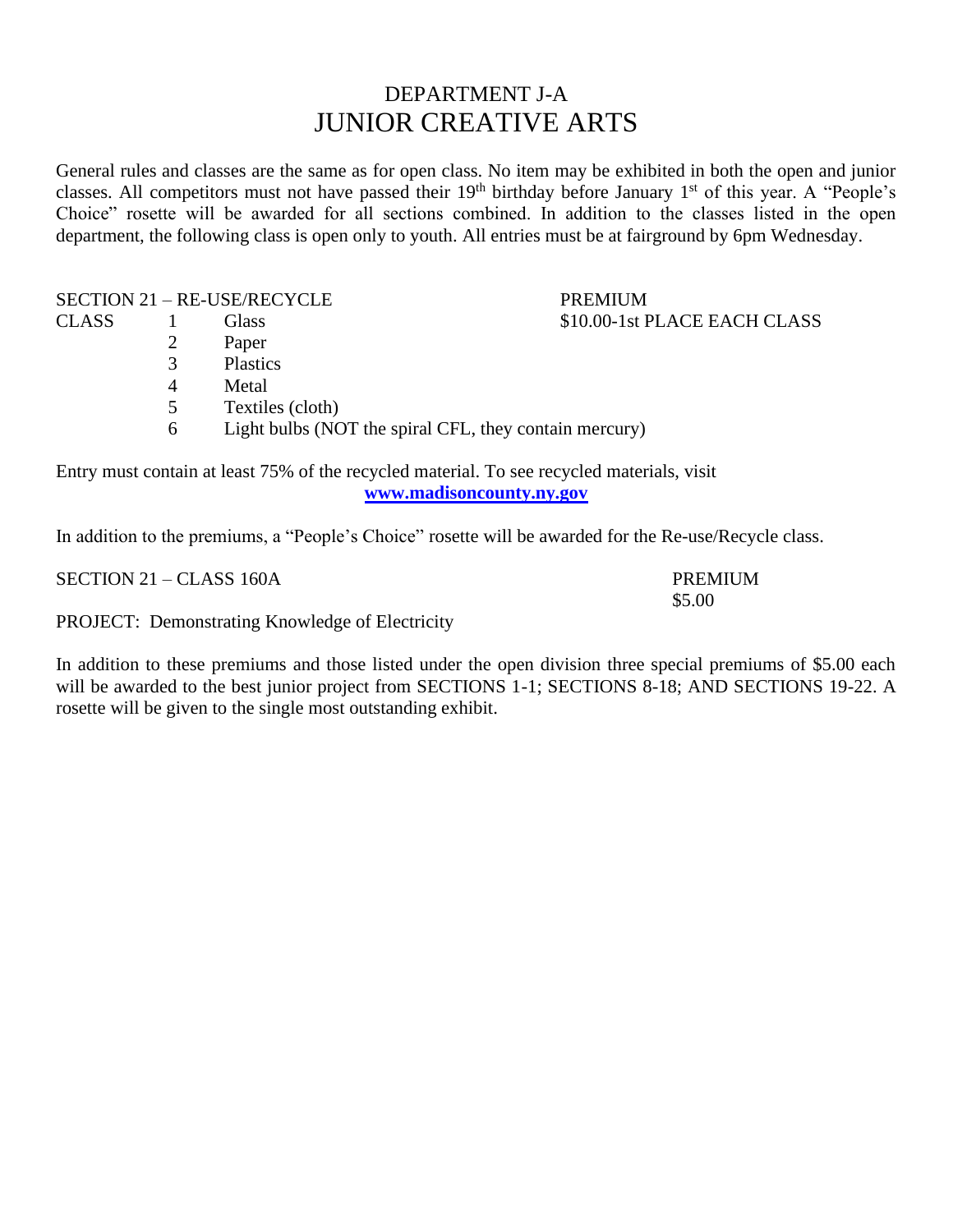# DEPARTMENT J-A
# JUNIOR CREATIVE ARTS

General rules and classes are the same as for open class. No item may be exhibited in both the open and junior classes. All competitors must not have passed their 19th birthday before January 1st of this year. A "People's Choice" rosette will be awarded for all sections combined. In addition to the classes listed in the open department, the following class is open only to youth. All entries must be at fairground by 6pm Wednesday.

| SECTION 21 – RE-USE/RECYCLE | | | PREMIUM |
|---|---|---|---|
| CLASS | 1 | Glass | $10.00-1st PLACE EACH CLASS |
| | 2 | Paper | |
| | 3 | Plastics | |
| | 4 | Metal | |
| | 5 | Textiles (cloth) | |
| | 6 | Light bulbs (NOT the spiral CFL, they contain mercury) | |

Entry must contain at least 75% of the recycled material. To see recycled materials, visit **www.madisoncounty.ny.gov**

In addition to the premiums, a "People's Choice" rosette will be awarded for the Re-use/Recycle class.

SECTION 21 – CLASS 160A — PREMIUM $5.00

PROJECT: Demonstrating Knowledge of Electricity

In addition to these premiums and those listed under the open division three special premiums of $5.00 each will be awarded to the best junior project from SECTIONS 1-1; SECTIONS 8-18; AND SECTIONS 19-22. A rosette will be given to the single most outstanding exhibit.